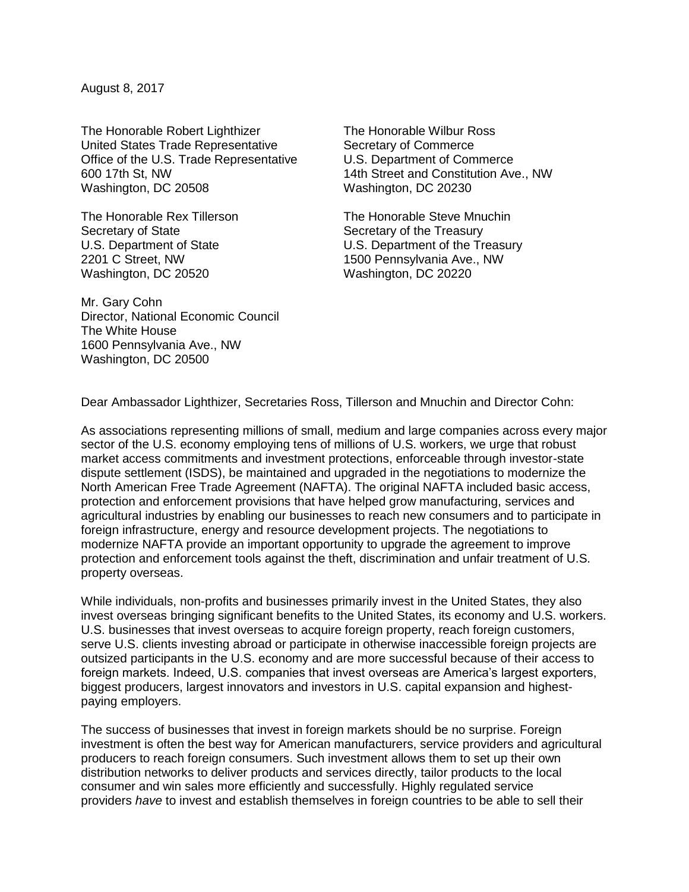August 8, 2017

The Honorable Robert Lighthizer
United States Trade Representative
Office of the U.S. Trade Representative
600 17th St, NW
Washington, DC 20508

The Honorable Wilbur Ross
Secretary of Commerce
U.S. Department of Commerce
14th Street and Constitution Ave., NW
Washington, DC 20230

The Honorable Rex Tillerson
Secretary of State
U.S. Department of State
2201 C Street, NW
Washington, DC 20520

The Honorable Steve Mnuchin
Secretary of the Treasury
U.S. Department of the Treasury
1500 Pennsylvania Ave., NW
Washington, DC 20220

Mr. Gary Cohn
Director, National Economic Council
The White House
1600 Pennsylvania Ave., NW
Washington, DC 20500

Dear Ambassador Lighthizer, Secretaries Ross, Tillerson and Mnuchin and Director Cohn:

As associations representing millions of small, medium and large companies across every major sector of the U.S. economy employing tens of millions of U.S. workers, we urge that robust market access commitments and investment protections, enforceable through investor-state dispute settlement (ISDS), be maintained and upgraded in the negotiations to modernize the North American Free Trade Agreement (NAFTA). The original NAFTA included basic access, protection and enforcement provisions that have helped grow manufacturing, services and agricultural industries by enabling our businesses to reach new consumers and to participate in foreign infrastructure, energy and resource development projects. The negotiations to modernize NAFTA provide an important opportunity to upgrade the agreement to improve protection and enforcement tools against the theft, discrimination and unfair treatment of U.S. property overseas.

While individuals, non-profits and businesses primarily invest in the United States, they also invest overseas bringing significant benefits to the United States, its economy and U.S. workers. U.S. businesses that invest overseas to acquire foreign property, reach foreign customers, serve U.S. clients investing abroad or participate in otherwise inaccessible foreign projects are outsized participants in the U.S. economy and are more successful because of their access to foreign markets. Indeed, U.S. companies that invest overseas are America's largest exporters, biggest producers, largest innovators and investors in U.S. capital expansion and highest-paying employers.

The success of businesses that invest in foreign markets should be no surprise. Foreign investment is often the best way for American manufacturers, service providers and agricultural producers to reach foreign consumers. Such investment allows them to set up their own distribution networks to deliver products and services directly, tailor products to the local consumer and win sales more efficiently and successfully. Highly regulated service providers *have* to invest and establish themselves in foreign countries to be able to sell their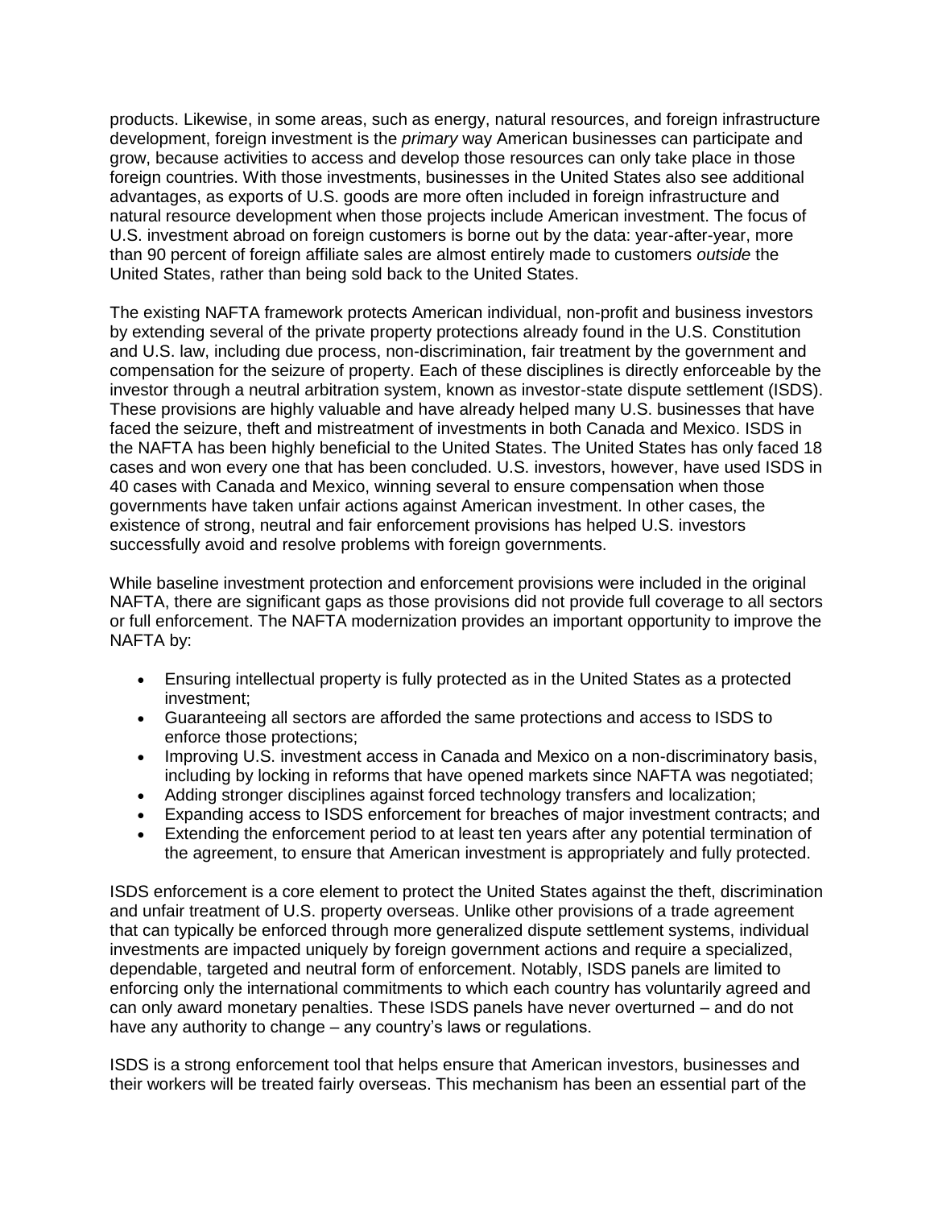products. Likewise, in some areas, such as energy, natural resources, and foreign infrastructure development, foreign investment is the *primary* way American businesses can participate and grow, because activities to access and develop those resources can only take place in those foreign countries. With those investments, businesses in the United States also see additional advantages, as exports of U.S. goods are more often included in foreign infrastructure and natural resource development when those projects include American investment. The focus of U.S. investment abroad on foreign customers is borne out by the data: year-after-year, more than 90 percent of foreign affiliate sales are almost entirely made to customers *outside* the United States, rather than being sold back to the United States.

The existing NAFTA framework protects American individual, non-profit and business investors by extending several of the private property protections already found in the U.S. Constitution and U.S. law, including due process, non-discrimination, fair treatment by the government and compensation for the seizure of property. Each of these disciplines is directly enforceable by the investor through a neutral arbitration system, known as investor-state dispute settlement (ISDS). These provisions are highly valuable and have already helped many U.S. businesses that have faced the seizure, theft and mistreatment of investments in both Canada and Mexico. ISDS in the NAFTA has been highly beneficial to the United States. The United States has only faced 18 cases and won every one that has been concluded. U.S. investors, however, have used ISDS in 40 cases with Canada and Mexico, winning several to ensure compensation when those governments have taken unfair actions against American investment. In other cases, the existence of strong, neutral and fair enforcement provisions has helped U.S. investors successfully avoid and resolve problems with foreign governments.

While baseline investment protection and enforcement provisions were included in the original NAFTA, there are significant gaps as those provisions did not provide full coverage to all sectors or full enforcement. The NAFTA modernization provides an important opportunity to improve the NAFTA by:

- Ensuring intellectual property is fully protected as in the United States as a protected investment;
- Guaranteeing all sectors are afforded the same protections and access to ISDS to enforce those protections;
- Improving U.S. investment access in Canada and Mexico on a non-discriminatory basis, including by locking in reforms that have opened markets since NAFTA was negotiated;
- Adding stronger disciplines against forced technology transfers and localization;
- Expanding access to ISDS enforcement for breaches of major investment contracts; and
- Extending the enforcement period to at least ten years after any potential termination of the agreement, to ensure that American investment is appropriately and fully protected.

ISDS enforcement is a core element to protect the United States against the theft, discrimination and unfair treatment of U.S. property overseas. Unlike other provisions of a trade agreement that can typically be enforced through more generalized dispute settlement systems, individual investments are impacted uniquely by foreign government actions and require a specialized, dependable, targeted and neutral form of enforcement. Notably, ISDS panels are limited to enforcing only the international commitments to which each country has voluntarily agreed and can only award monetary penalties. These ISDS panels have never overturned – and do not have any authority to change – any country's laws or regulations.

ISDS is a strong enforcement tool that helps ensure that American investors, businesses and their workers will be treated fairly overseas. This mechanism has been an essential part of the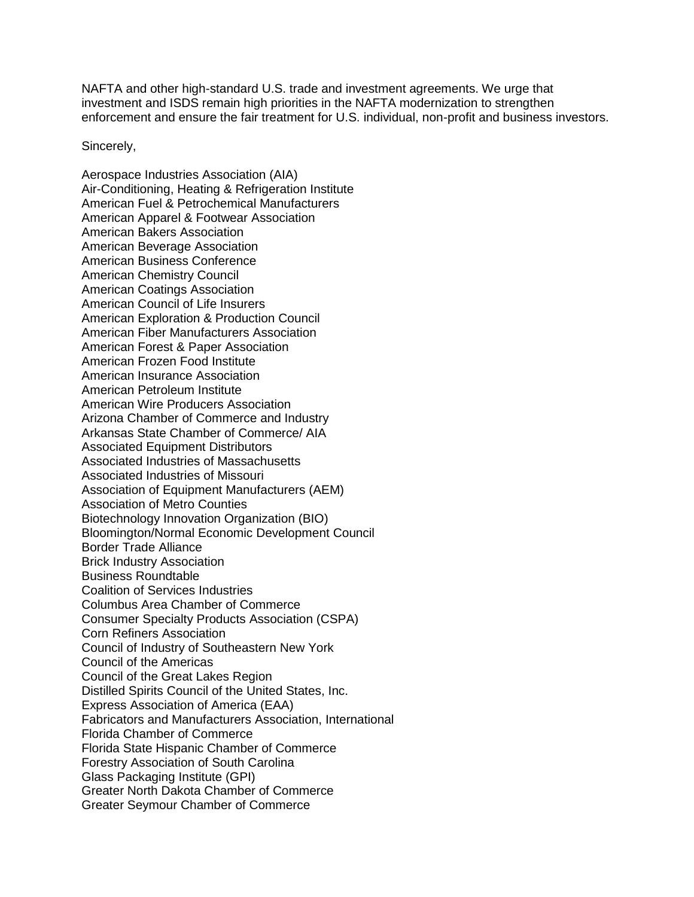NAFTA and other high-standard U.S. trade and investment agreements. We urge that investment and ISDS remain high priorities in the NAFTA modernization to strengthen enforcement and ensure the fair treatment for U.S. individual, non-profit and business investors.

Sincerely,

Aerospace Industries Association (AIA)
Air-Conditioning, Heating & Refrigeration Institute
American Fuel & Petrochemical Manufacturers
American Apparel & Footwear Association
American Bakers Association
American Beverage Association
American Business Conference
American Chemistry Council
American Coatings Association
American Council of Life Insurers
American Exploration & Production Council
American Fiber Manufacturers Association
American Forest & Paper Association
American Frozen Food Institute
American Insurance Association
American Petroleum Institute
American Wire Producers Association
Arizona Chamber of Commerce and Industry
Arkansas State Chamber of Commerce/ AIA
Associated Equipment Distributors
Associated Industries of Massachusetts
Associated Industries of Missouri
Association of Equipment Manufacturers (AEM)
Association of Metro Counties
Biotechnology Innovation Organization (BIO)
Bloomington/Normal Economic Development Council
Border Trade Alliance
Brick Industry Association
Business Roundtable
Coalition of Services Industries
Columbus Area Chamber of Commerce
Consumer Specialty Products Association (CSPA)
Corn Refiners Association
Council of Industry of Southeastern New York
Council of the Americas
Council of the Great Lakes Region
Distilled Spirits Council of the United States, Inc.
Express Association of America (EAA)
Fabricators and Manufacturers Association, International
Florida Chamber of Commerce
Florida State Hispanic Chamber of Commerce
Forestry Association of South Carolina
Glass Packaging Institute (GPI)
Greater North Dakota Chamber of Commerce
Greater Seymour Chamber of Commerce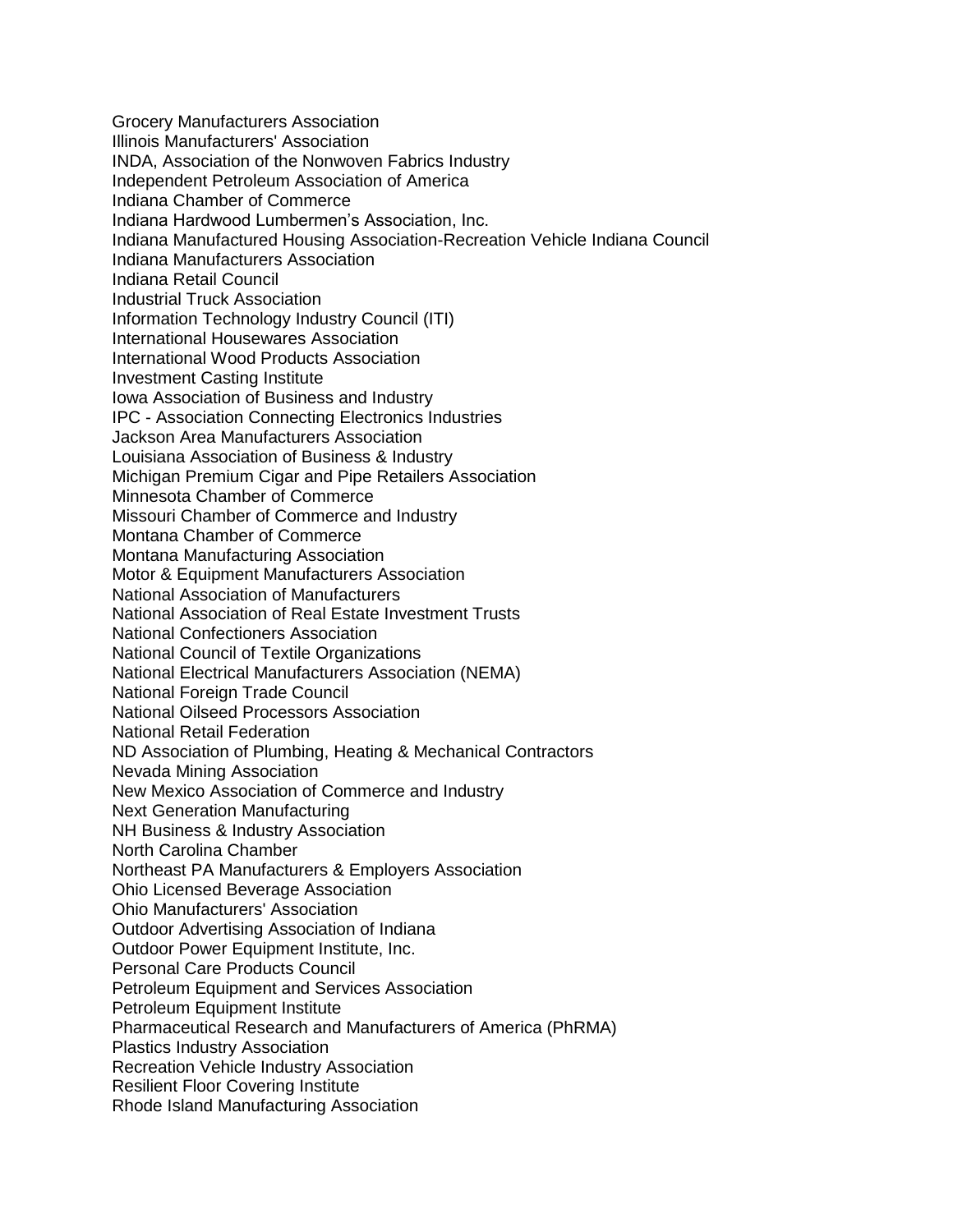Grocery Manufacturers Association
Illinois Manufacturers' Association
INDA, Association of the Nonwoven Fabrics Industry
Independent Petroleum Association of America
Indiana Chamber of Commerce
Indiana Hardwood Lumbermen’s Association, Inc.
Indiana Manufactured Housing Association-Recreation Vehicle Indiana Council
Indiana Manufacturers Association
Indiana Retail Council
Industrial Truck Association
Information Technology Industry Council (ITI)
International Housewares Association
International Wood Products Association
Investment Casting Institute
Iowa Association of Business and Industry
IPC - Association Connecting Electronics Industries
Jackson Area Manufacturers Association
Louisiana Association of Business & Industry
Michigan Premium Cigar and Pipe Retailers Association
Minnesota Chamber of Commerce
Missouri Chamber of Commerce and Industry
Montana Chamber of Commerce
Montana Manufacturing Association
Motor & Equipment Manufacturers Association
National Association of Manufacturers
National Association of Real Estate Investment Trusts
National Confectioners Association
National Council of Textile Organizations
National Electrical Manufacturers Association (NEMA)
National Foreign Trade Council
National Oilseed Processors Association
National Retail Federation
ND Association of Plumbing, Heating & Mechanical Contractors
Nevada Mining Association
New Mexico Association of Commerce and Industry
Next Generation Manufacturing
NH Business & Industry Association
North Carolina Chamber
Northeast PA Manufacturers & Employers Association
Ohio Licensed Beverage Association
Ohio Manufacturers' Association
Outdoor Advertising Association of Indiana
Outdoor Power Equipment Institute, Inc.
Personal Care Products Council
Petroleum Equipment and Services Association
Petroleum Equipment Institute
Pharmaceutical Research and Manufacturers of America (PhRMA)
Plastics Industry Association
Recreation Vehicle Industry Association
Resilient Floor Covering Institute
Rhode Island Manufacturing Association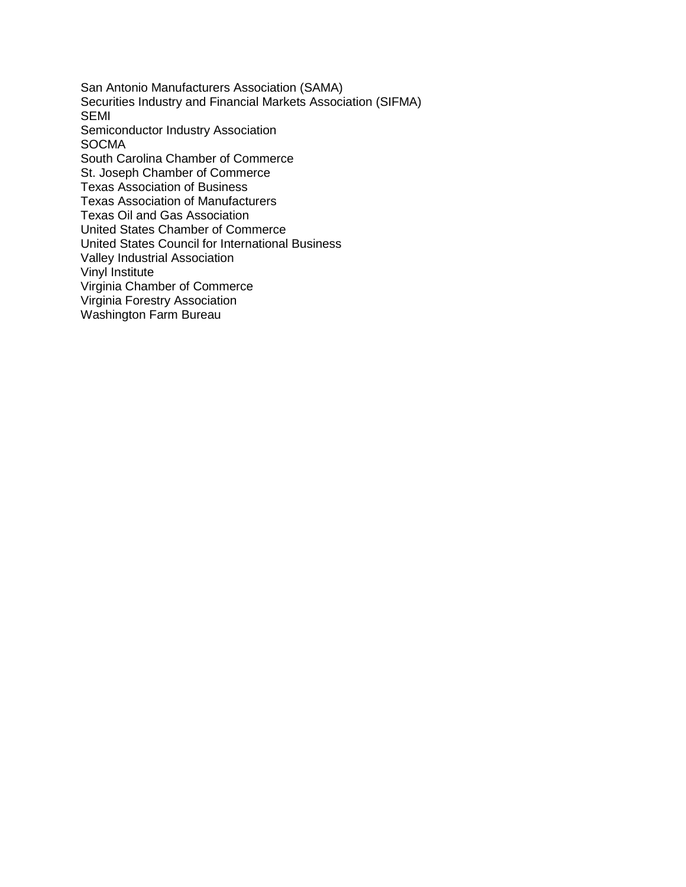San Antonio Manufacturers Association (SAMA)
Securities Industry and Financial Markets Association (SIFMA)
SEMI
Semiconductor Industry Association
SOCMA
South Carolina Chamber of Commerce
St. Joseph Chamber of Commerce
Texas Association of Business
Texas Association of Manufacturers
Texas Oil and Gas Association
United States Chamber of Commerce
United States Council for International Business
Valley Industrial Association
Vinyl Institute
Virginia Chamber of Commerce
Virginia Forestry Association
Washington Farm Bureau